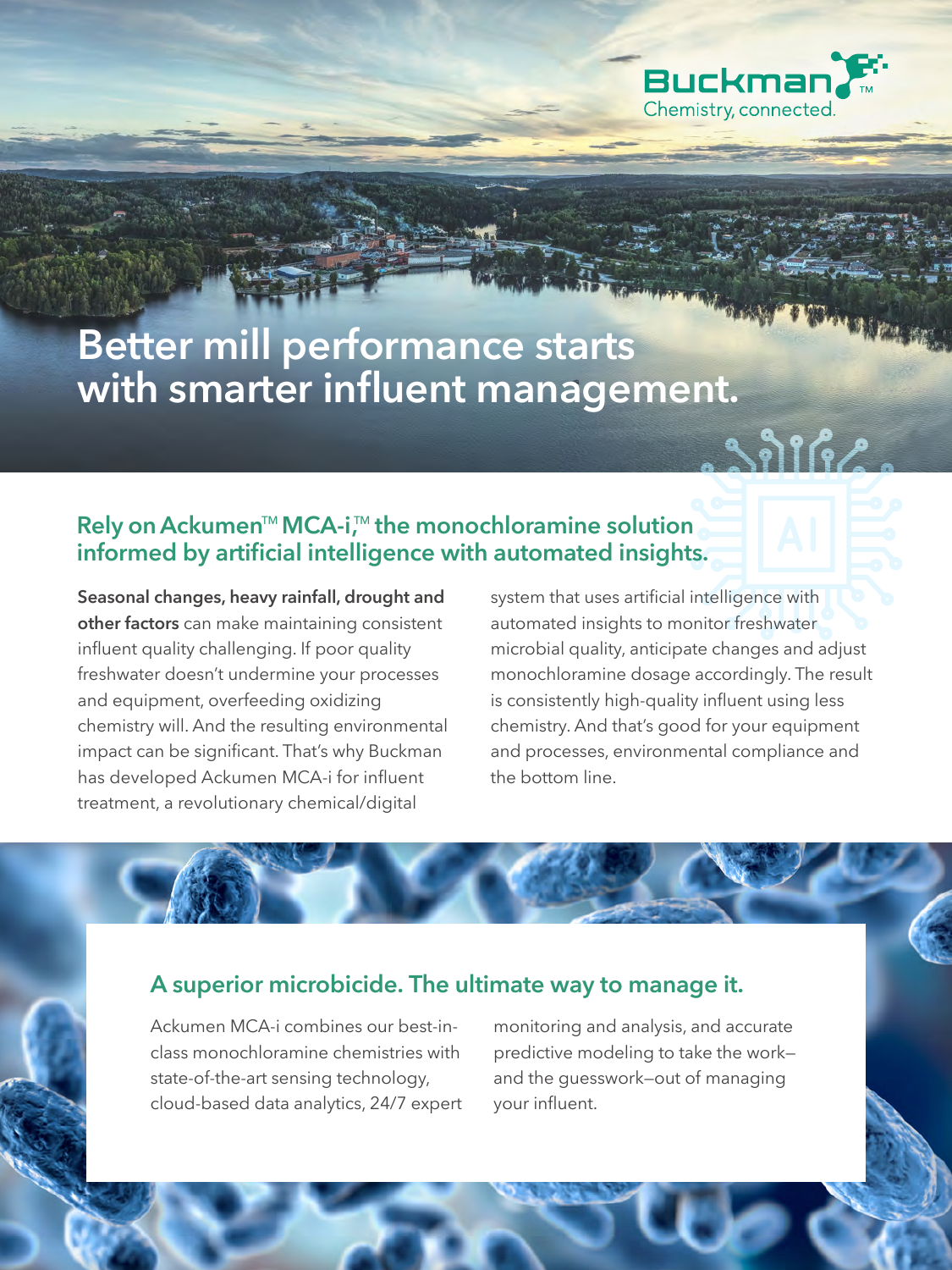Buckman™
Chemistry, connected.

# Better mill performance starts with smarter influent management.

## Rely on Ackumen™ MCA-i,™ the monochloramine solution informed by artificial intelligence with automated insights.

**Seasonal changes, heavy rainfall, drought and other factors** can make maintaining consistent influent quality challenging. If poor quality freshwater doesn't undermine your processes and equipment, overfeeding oxidizing chemistry will. And the resulting environmental impact can be significant. That's why Buckman has developed Ackumen MCA-i for influent treatment, a revolutionary chemical/digital system that uses artificial intelligence with automated insights to monitor freshwater microbial quality, anticipate changes and adjust monochloramine dosage accordingly. The result is consistently high-quality influent using less chemistry. And that's good for your equipment and processes, environmental compliance and the bottom line.

## A superior microbicide. The ultimate way to manage it.

Ackumen MCA-i combines our best-in-class monochloramine chemistries with state-of-the-art sensing technology, cloud-based data analytics, 24/7 expert monitoring and analysis, and accurate predictive modeling to take the work—and the guesswork—out of managing your influent.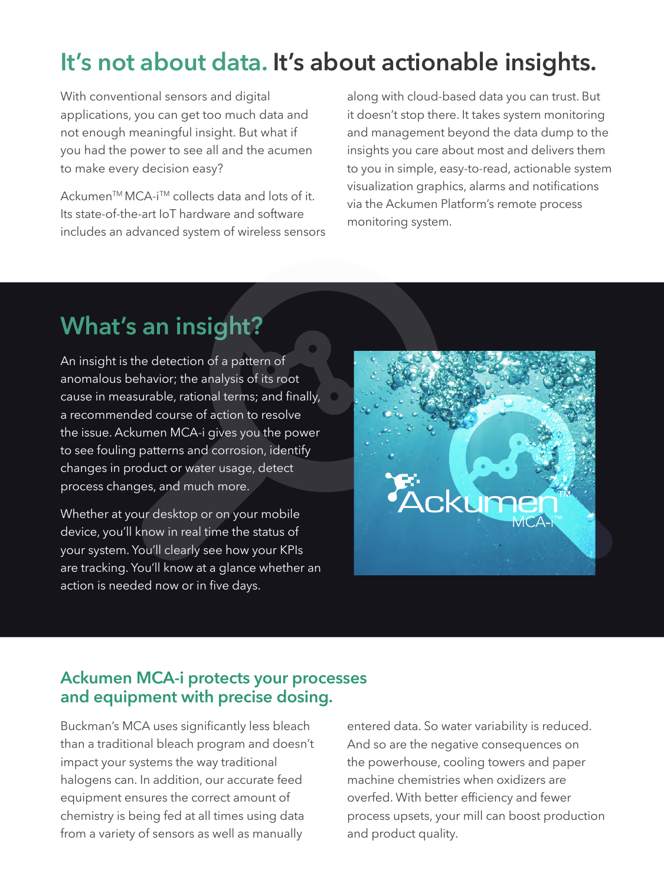# It's not about data. It's about actionable insights.

With conventional sensors and digital applications, you can get too much data and not enough meaningful insight. But what if you had the power to see all and the acumen to make every decision easy?

Ackumen™ MCA-i™ collects data and lots of it. Its state-of-the-art IoT hardware and software includes an advanced system of wireless sensors along with cloud-based data you can trust. But it doesn't stop there. It takes system monitoring and management beyond the data dump to the insights you care about most and delivers them to you in simple, easy-to-read, actionable system visualization graphics, alarms and notifications via the Ackumen Platform's remote process monitoring system.

## What's an insight?

An insight is the detection of a pattern of anomalous behavior; the analysis of its root cause in measurable, rational terms; and finally, a recommended course of action to resolve the issue. Ackumen MCA-i gives you the power to see fouling patterns and corrosion, identify changes in product or water usage, detect process changes, and much more.

Whether at your desktop or on your mobile device, you'll know in real time the status of your system. You'll clearly see how your KPIs are tracking. You'll know at a glance whether an action is needed now or in five days.

### Ackumen MCA-i protects your processes and equipment with precise dosing.

Buckman's MCA uses significantly less bleach than a traditional bleach program and doesn't impact your systems the way traditional halogens can. In addition, our accurate feed equipment ensures the correct amount of chemistry is being fed at all times using data from a variety of sensors as well as manually entered data. So water variability is reduced. And so are the negative consequences on the powerhouse, cooling towers and paper machine chemistries when oxidizers are overfed. With better efficiency and fewer process upsets, your mill can boost production and product quality.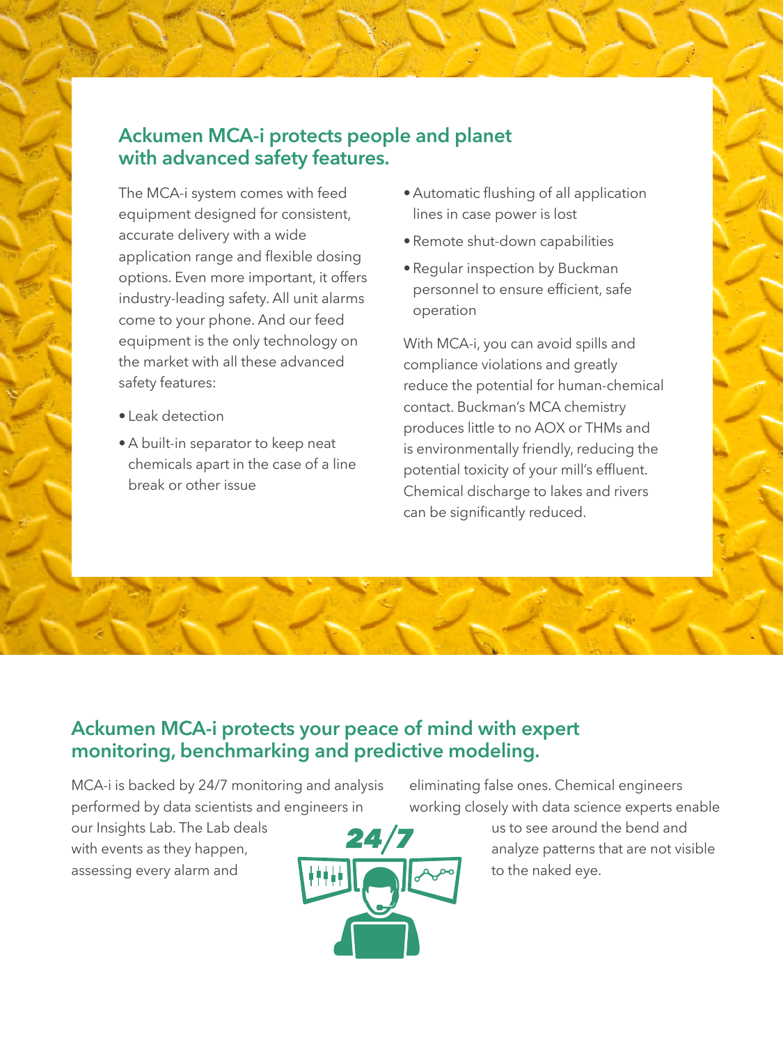## Ackumen MCA-i protects people and planet with advanced safety features.

The MCA-i system comes with feed equipment designed for consistent, accurate delivery with a wide application range and flexible dosing options. Even more important, it offers industry-leading safety. All unit alarms come to your phone. And our feed equipment is the only technology on the market with all these advanced safety features:

- Leak detection
- A built-in separator to keep neat chemicals apart in the case of a line break or other issue
- Automatic flushing of all application lines in case power is lost
- Remote shut-down capabilities
- Regular inspection by Buckman personnel to ensure efficient, safe operation

With MCA-i, you can avoid spills and compliance violations and greatly reduce the potential for human-chemical contact. Buckman's MCA chemistry produces little to no AOX or THMs and is environmentally friendly, reducing the potential toxicity of your mill's effluent. Chemical discharge to lakes and rivers can be significantly reduced.

## Ackumen MCA-i protects your peace of mind with expert monitoring, benchmarking and predictive modeling.

MCA-i is backed by 24/7 monitoring and analysis performed by data scientists and engineers in our Insights Lab. The Lab deals with events as they happen, assessing every alarm and eliminating false ones. Chemical engineers working closely with data science experts enable us to see around the bend and analyze patterns that are not visible to the naked eye.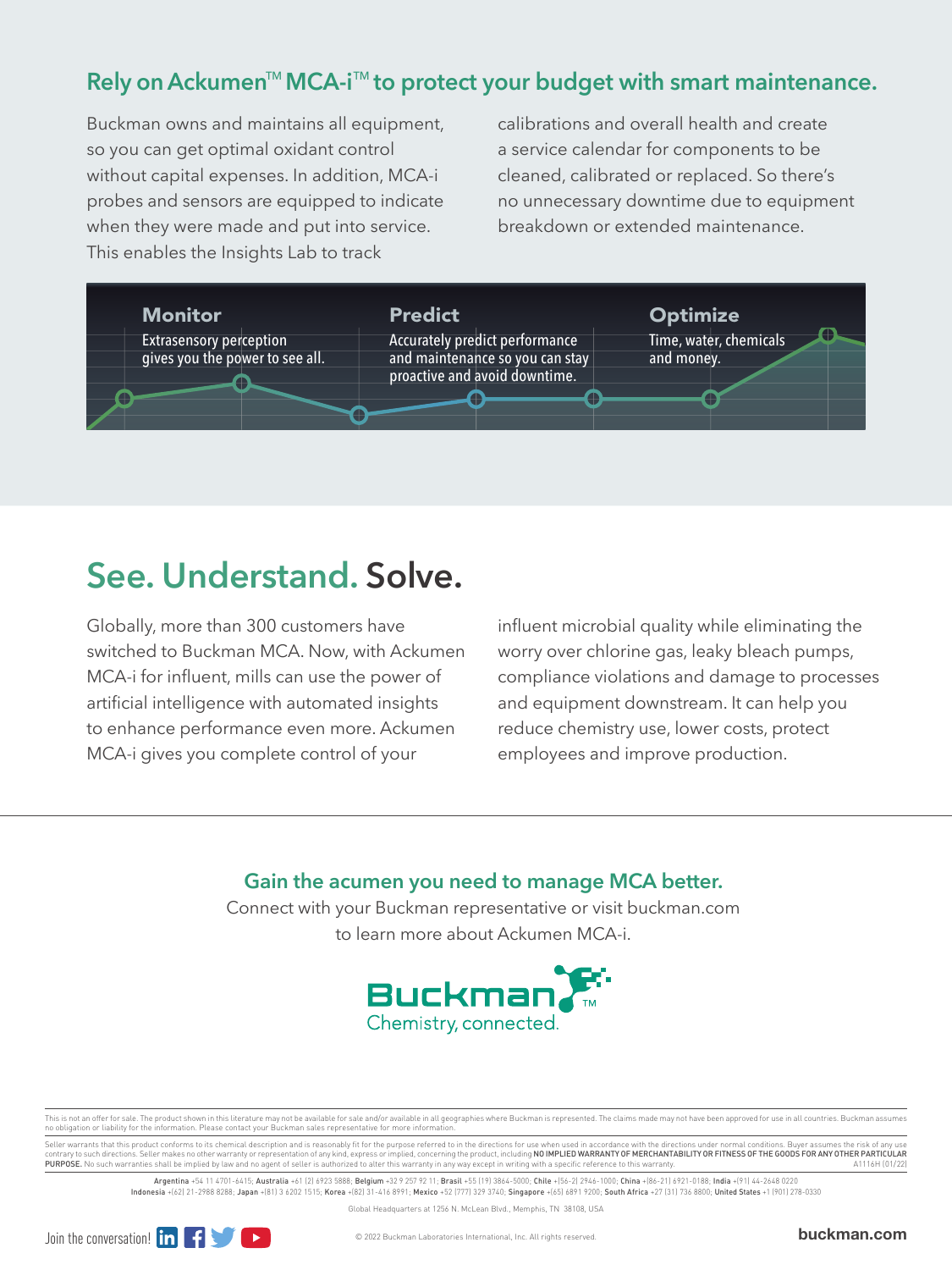## Rely on Ackumen™ MCA-i™ to protect your budget with smart maintenance.

Buckman owns and maintains all equipment, so you can get optimal oxidant control without capital expenses. In addition, MCA-i probes and sensors are equipped to indicate when they were made and put into service. This enables the Insights Lab to track calibrations and overall health and create a service calendar for components to be cleaned, calibrated or replaced. So there's no unnecessary downtime due to equipment breakdown or extended maintenance.

**Monitor**
Extrasensory perception gives you the power to see all.

**Predict**
Accurately predict performance and maintenance so you can stay proactive and avoid downtime.

**Optimize**
Time, water, chemicals and money.

## See. Understand. Solve.

Globally, more than 300 customers have switched to Buckman MCA. Now, with Ackumen MCA-i for influent, mills can use the power of artificial intelligence with automated insights to enhance performance even more. Ackumen MCA-i gives you complete control of your influent microbial quality while eliminating the worry over chlorine gas, leaky bleach pumps, compliance violations and damage to processes and equipment downstream. It can help you reduce chemistry use, lower costs, protect employees and improve production.

### Gain the acumen you need to manage MCA better.

Connect with your Buckman representative or visit buckman.com to learn more about Ackumen MCA-i.

Buckman™
Chemistry, connected.

This is not an offer for sale. The product shown in this literature may not be available for sale and/or available in all geographies where Buckman is represented. The claims made may not have been approved for use in all countries. Buckman assumes no obligation or liability for the information. Please contact your Buckman sales representative for more information.

Seller warrants that this product conforms to its chemical description and is reasonably fit for the purpose referred to in the directions for use when used in accordance with the directions under normal conditions. Buyer assumes the risk of any use contrary to such directions. Seller makes no other warranty or representation of any kind, express or implied, concerning the product, including **NO IMPLIED WARRANTY OF MERCHANTABILITY OR FITNESS OF THE GOODS FOR ANY OTHER PARTICULAR PURPOSE.** No such warranties shall be implied by law and no agent of seller is authorized to alter this warranty in any way except in writing with a specific reference to this warranty. A1116H (01/22)

**Argentina** +54 11 4701-6415; **Australia** +61 (2) 6923 5888; **Belgium** +32 9 257 92 11; **Brasil** +55 (19) 3864-5000; **Chile** +(56-2) 2946-1000; **China** +(86-21) 6921-0188; **India** +(91) 44-2648 0220
**Indonesia** +(62) 21-2988 8288; **Japan** +(81) 3 6202 1515; **Korea** +(82) 31-416 8991; **Mexico** +52 (777) 329 3740; **Singapore** +(65) 6891 9200; **South Africa** +27 (31) 736 8800; **United States** +1 (901) 278-0330

Global Headquarters at 1256 N. McLean Blvd., Memphis, TN 38108, USA

Join the conversation!

© 2022 Buckman Laboratories International, Inc. All rights reserved.

**buckman.com**